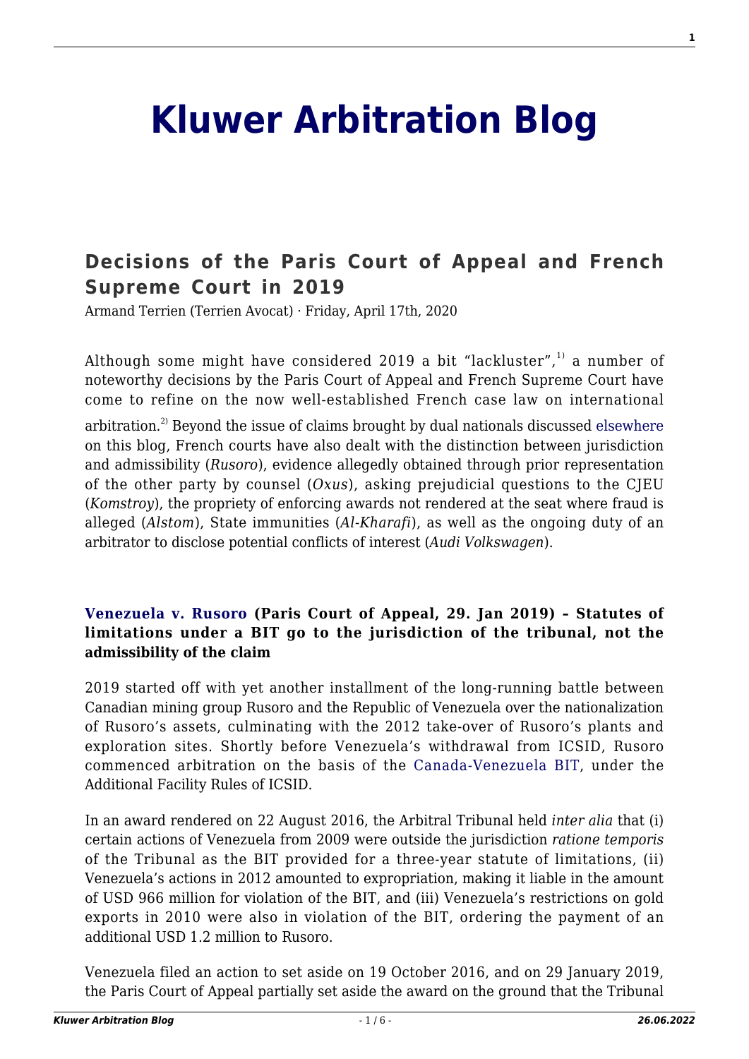# Kluwer Arbitration Blog

## Decisions of the Paris Court of Appeal and French Supreme Court in 2019

Armand Terrien (Terrien Avocat) · Friday, April 17th, 2020

Although some might have considered 2019 a bit "lackluster",[1] a number of noteworthy decisions by the Paris Court of Appeal and French Supreme Court have come to refine on the now well-established French case law on international arbitration.[2] Beyond the issue of claims brought by dual nationals discussed elsewhere on this blog, French courts have also dealt with the distinction between jurisdiction and admissibility (*Rusoro*), evidence allegedly obtained through prior representation of the other party by counsel (*Oxus*), asking prejudicial questions to the CJEU (*Komstroy*), the propriety of enforcing awards not rendered at the seat where fraud is alleged (*Alstom*), State immunities (*Al-Kharafi*), as well as the ongoing duty of an arbitrator to disclose potential conflicts of interest (*Audi Volkswagen*).

**Venezuela v. Rusoro (Paris Court of Appeal, 29. Jan 2019) – Statutes of limitations under a BIT go to the jurisdiction of the tribunal, not the admissibility of the claim**

2019 started off with yet another installment of the long-running battle between Canadian mining group Rusoro and the Republic of Venezuela over the nationalization of Rusoro's assets, culminating with the 2012 take-over of Rusoro's plants and exploration sites. Shortly before Venezuela's withdrawal from ICSID, Rusoro commenced arbitration on the basis of the Canada-Venezuela BIT, under the Additional Facility Rules of ICSID.

In an award rendered on 22 August 2016, the Arbitral Tribunal held *inter alia* that (i) certain actions of Venezuela from 2009 were outside the jurisdiction *ratione temporis* of the Tribunal as the BIT provided for a three-year statute of limitations, (ii) Venezuela's actions in 2012 amounted to expropriation, making it liable in the amount of USD 966 million for violation of the BIT, and (iii) Venezuela's restrictions on gold exports in 2010 were also in violation of the BIT, ordering the payment of an additional USD 1.2 million to Rusoro.

Venezuela filed an action to set aside on 19 October 2016, and on 29 January 2019, the Paris Court of Appeal partially set aside the award on the ground that the Tribunal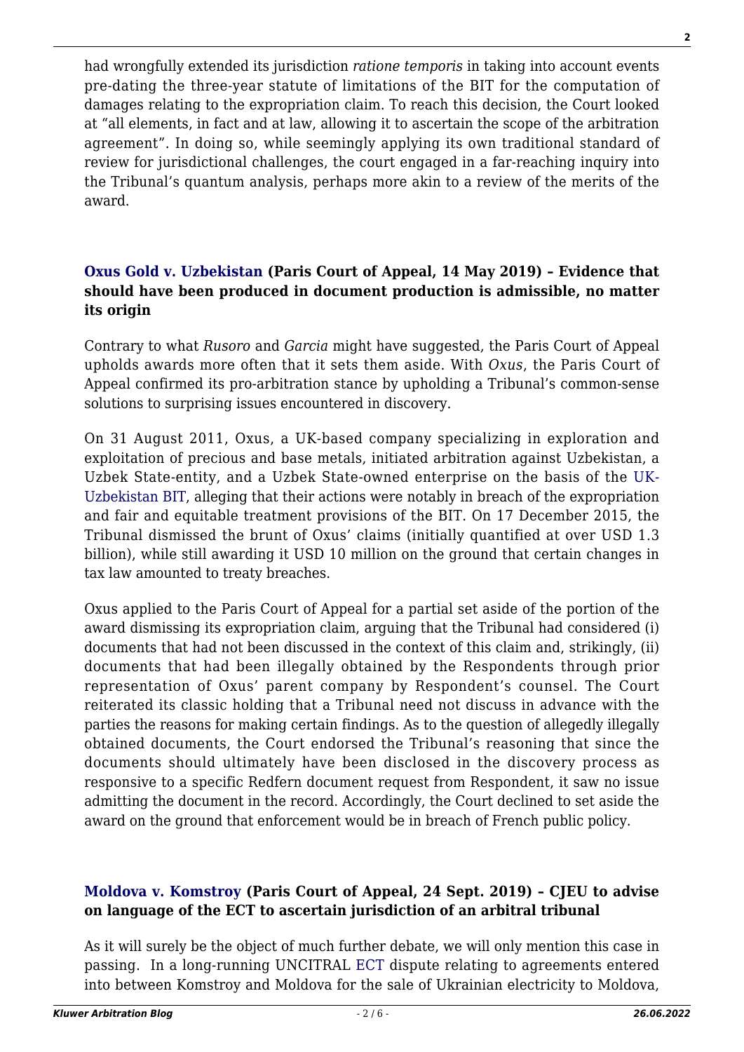had wrongfully extended its jurisdiction *ratione temporis* in taking into account events pre-dating the three-year statute of limitations of the BIT for the computation of damages relating to the expropriation claim. To reach this decision, the Court looked at "all elements, in fact and at law, allowing it to ascertain the scope of the arbitration agreement". In doing so, while seemingly applying its own traditional standard of review for jurisdictional challenges, the court engaged in a far-reaching inquiry into the Tribunal's quantum analysis, perhaps more akin to a review of the merits of the award.

### Oxus Gold v. Uzbekistan (Paris Court of Appeal, 14 May 2019) – Evidence that should have been produced in document production is admissible, no matter its origin

Contrary to what *Rusoro* and *Garcia* might have suggested, the Paris Court of Appeal upholds awards more often that it sets them aside. With *Oxus*, the Paris Court of Appeal confirmed its pro-arbitration stance by upholding a Tribunal's common-sense solutions to surprising issues encountered in discovery.

On 31 August 2011, Oxus, a UK-based company specializing in exploration and exploitation of precious and base metals, initiated arbitration against Uzbekistan, a Uzbek State-entity, and a Uzbek State-owned enterprise on the basis of the UK-Uzbekistan BIT, alleging that their actions were notably in breach of the expropriation and fair and equitable treatment provisions of the BIT. On 17 December 2015, the Tribunal dismissed the brunt of Oxus' claims (initially quantified at over USD 1.3 billion), while still awarding it USD 10 million on the ground that certain changes in tax law amounted to treaty breaches.

Oxus applied to the Paris Court of Appeal for a partial set aside of the portion of the award dismissing its expropriation claim, arguing that the Tribunal had considered (i) documents that had not been discussed in the context of this claim and, strikingly, (ii) documents that had been illegally obtained by the Respondents through prior representation of Oxus' parent company by Respondent's counsel. The Court reiterated its classic holding that a Tribunal need not discuss in advance with the parties the reasons for making certain findings. As to the question of allegedly illegally obtained documents, the Court endorsed the Tribunal's reasoning that since the documents should ultimately have been disclosed in the discovery process as responsive to a specific Redfern document request from Respondent, it saw no issue admitting the document in the record. Accordingly, the Court declined to set aside the award on the ground that enforcement would be in breach of French public policy.

### Moldova v. Komstroy (Paris Court of Appeal, 24 Sept. 2019) – CJEU to advise on language of the ECT to ascertain jurisdiction of an arbitral tribunal

As it will surely be the object of much further debate, we will only mention this case in passing. In a long-running UNCITRAL ECT dispute relating to agreements entered into between Komstroy and Moldova for the sale of Ukrainian electricity to Moldova,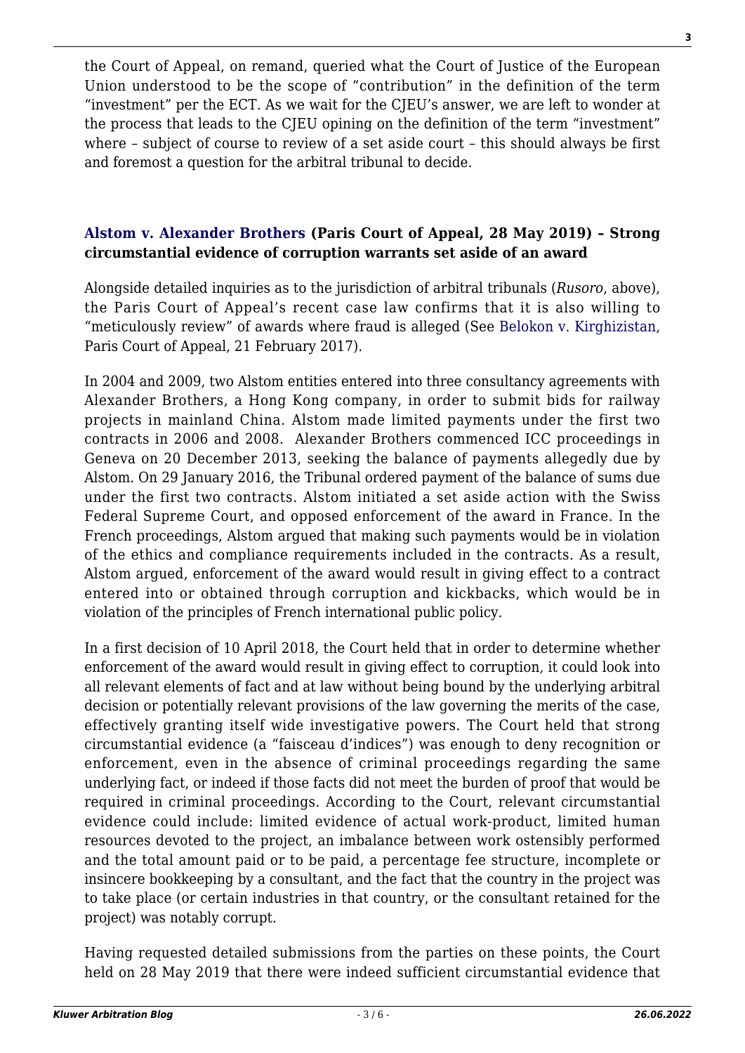the Court of Appeal, on remand, queried what the Court of Justice of the European Union understood to be the scope of "contribution" in the definition of the term "investment" per the ECT. As we wait for the CJEU's answer, we are left to wonder at the process that leads to the CJEU opining on the definition of the term "investment" where – subject of course to review of a set aside court – this should always be first and foremost a question for the arbitral tribunal to decide.

### **Alstom v. Alexander Brothers (Paris Court of Appeal, 28 May 2019) – Strong circumstantial evidence of corruption warrants set aside of an award**

Alongside detailed inquiries as to the jurisdiction of arbitral tribunals (*Rusoro*, above), the Paris Court of Appeal's recent case law confirms that it is also willing to "meticulously review" of awards where fraud is alleged (See Belokon v. Kirghizistan, Paris Court of Appeal, 21 February 2017).

In 2004 and 2009, two Alstom entities entered into three consultancy agreements with Alexander Brothers, a Hong Kong company, in order to submit bids for railway projects in mainland China. Alstom made limited payments under the first two contracts in 2006 and 2008. Alexander Brothers commenced ICC proceedings in Geneva on 20 December 2013, seeking the balance of payments allegedly due by Alstom. On 29 January 2016, the Tribunal ordered payment of the balance of sums due under the first two contracts. Alstom initiated a set aside action with the Swiss Federal Supreme Court, and opposed enforcement of the award in France. In the French proceedings, Alstom argued that making such payments would be in violation of the ethics and compliance requirements included in the contracts. As a result, Alstom argued, enforcement of the award would result in giving effect to a contract entered into or obtained through corruption and kickbacks, which would be in violation of the principles of French international public policy.

In a first decision of 10 April 2018, the Court held that in order to determine whether enforcement of the award would result in giving effect to corruption, it could look into all relevant elements of fact and at law without being bound by the underlying arbitral decision or potentially relevant provisions of the law governing the merits of the case, effectively granting itself wide investigative powers. The Court held that strong circumstantial evidence (a "faisceau d'indices") was enough to deny recognition or enforcement, even in the absence of criminal proceedings regarding the same underlying fact, or indeed if those facts did not meet the burden of proof that would be required in criminal proceedings. According to the Court, relevant circumstantial evidence could include: limited evidence of actual work-product, limited human resources devoted to the project, an imbalance between work ostensibly performed and the total amount paid or to be paid, a percentage fee structure, incomplete or insincere bookkeeping by a consultant, and the fact that the country in the project was to take place (or certain industries in that country, or the consultant retained for the project) was notably corrupt.

Having requested detailed submissions from the parties on these points, the Court held on 28 May 2019 that there were indeed sufficient circumstantial evidence that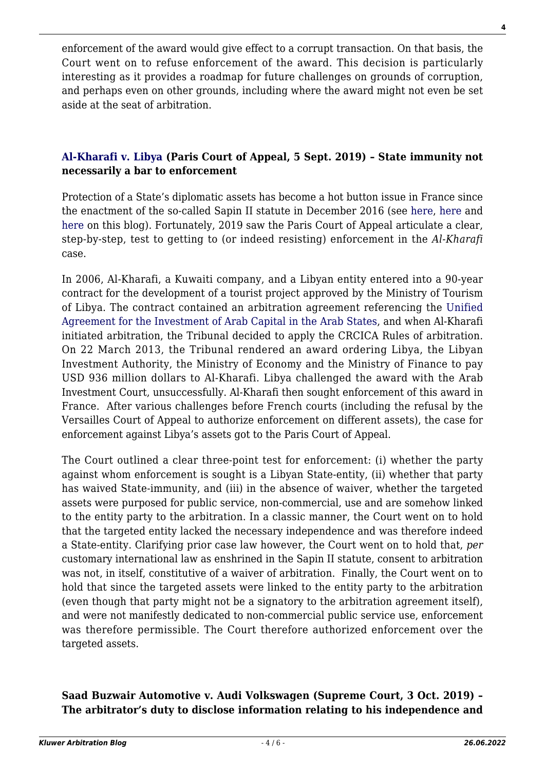enforcement of the award would give effect to a corrupt transaction. On that basis, the Court went on to refuse enforcement of the award. This decision is particularly interesting as it provides a roadmap for future challenges on grounds of corruption, and perhaps even on other grounds, including where the award might not even be set aside at the seat of arbitration.

**Al-Kharafi v. Libya (Paris Court of Appeal, 5 Sept. 2019) – State immunity not necessarily a bar to enforcement**

Protection of a State's diplomatic assets has become a hot button issue in France since the enactment of the so-called Sapin II statute in December 2016 (see here, here and here on this blog). Fortunately, 2019 saw the Paris Court of Appeal articulate a clear, step-by-step, test to getting to (or indeed resisting) enforcement in the *Al-Kharafi* case.

In 2006, Al-Kharafi, a Kuwaiti company, and a Libyan entity entered into a 90-year contract for the development of a tourist project approved by the Ministry of Tourism of Libya. The contract contained an arbitration agreement referencing the Unified Agreement for the Investment of Arab Capital in the Arab States, and when Al-Kharafi initiated arbitration, the Tribunal decided to apply the CRCICA Rules of arbitration. On 22 March 2013, the Tribunal rendered an award ordering Libya, the Libyan Investment Authority, the Ministry of Economy and the Ministry of Finance to pay USD 936 million dollars to Al-Kharafi. Libya challenged the award with the Arab Investment Court, unsuccessfully. Al-Kharafi then sought enforcement of this award in France. After various challenges before French courts (including the refusal by the Versailles Court of Appeal to authorize enforcement on different assets), the case for enforcement against Libya's assets got to the Paris Court of Appeal.

The Court outlined a clear three-point test for enforcement: (i) whether the party against whom enforcement is sought is a Libyan State-entity, (ii) whether that party has waived State-immunity, and (iii) in the absence of waiver, whether the targeted assets were purposed for public service, non-commercial, use and are somehow linked to the entity party to the arbitration. In a classic manner, the Court went on to hold that the targeted entity lacked the necessary independence and was therefore indeed a State-entity. Clarifying prior case law however, the Court went on to hold that, *per* customary international law as enshrined in the Sapin II statute, consent to arbitration was not, in itself, constitutive of a waiver of arbitration. Finally, the Court went on to hold that since the targeted assets were linked to the entity party to the arbitration (even though that party might not be a signatory to the arbitration agreement itself), and were not manifestly dedicated to non-commercial public service use, enforcement was therefore permissible. The Court therefore authorized enforcement over the targeted assets.

**Saad Buzwair Automotive v. Audi Volkswagen (Supreme Court, 3 Oct. 2019) – The arbitrator's duty to disclose information relating to his independence and**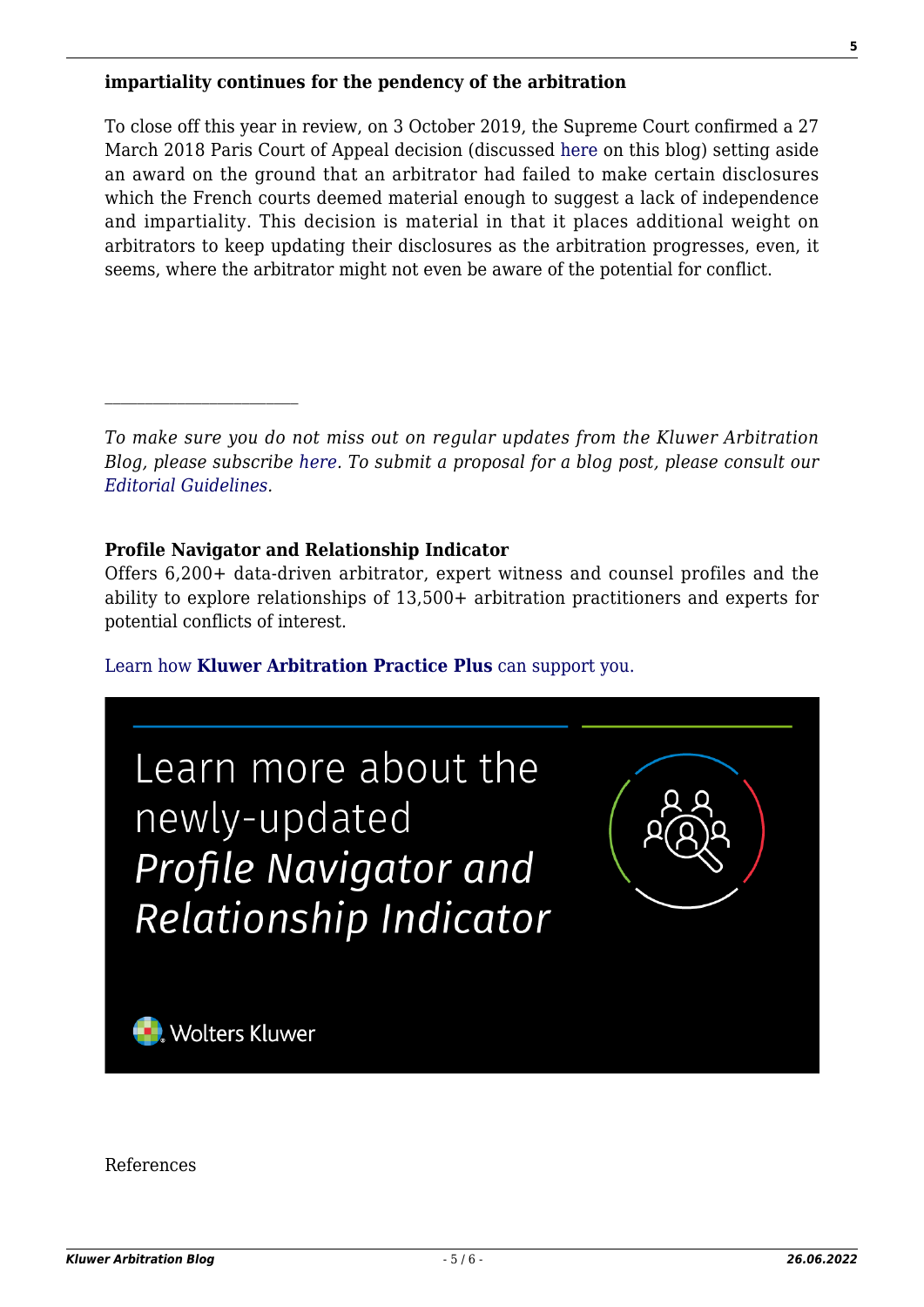**impartiality continues for the pendency of the arbitration**

To close off this year in review, on 3 October 2019, the Supreme Court confirmed a 27 March 2018 Paris Court of Appeal decision (discussed here on this blog) setting aside an award on the ground that an arbitrator had failed to make certain disclosures which the French courts deemed material enough to suggest a lack of independence and impartiality. This decision is material in that it places additional weight on arbitrators to keep updating their disclosures as the arbitration progresses, even, it seems, where the arbitrator might not even be aware of the potential for conflict.

---

*To make sure you do not miss out on regular updates from the Kluwer Arbitration Blog, please subscribe here. To submit a proposal for a blog post, please consult our Editorial Guidelines.*

**Profile Navigator and Relationship Indicator**
Offers 6,200+ data-driven arbitrator, expert witness and counsel profiles and the ability to explore relationships of 13,500+ arbitration practitioners and experts for potential conflicts of interest.

Learn how **Kluwer Arbitration Practice Plus** can support you.

Learn more about the newly-updated *Profile Navigator and Relationship Indicator*

Wolters Kluwer

References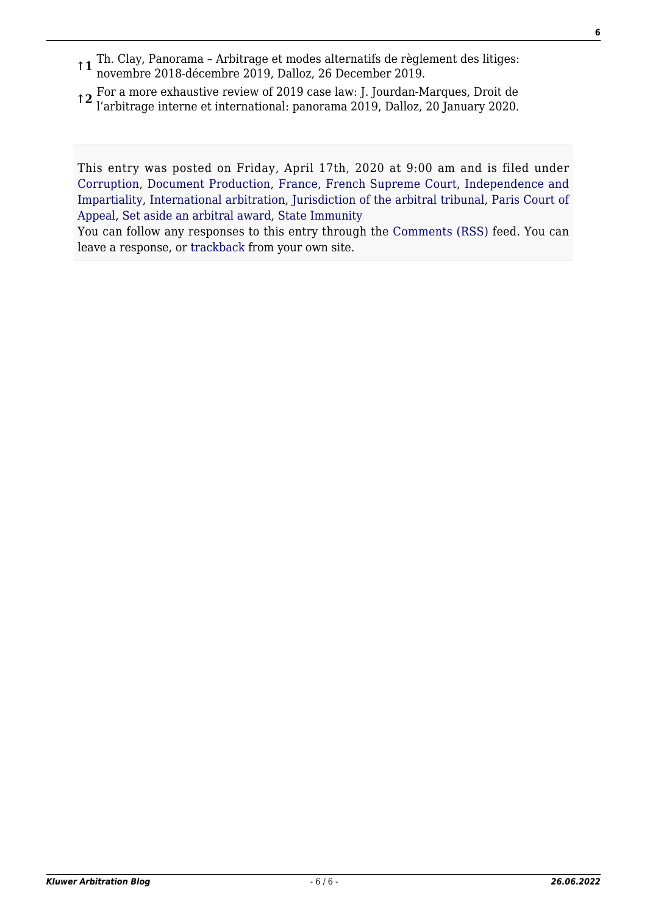↑1 Th. Clay, Panorama – Arbitrage et modes alternatifs de règlement des litiges: novembre 2018-décembre 2019, Dalloz, 26 December 2019.

↑2 For a more exhaustive review of 2019 case law: J. Jourdan-Marques, Droit de l'arbitrage interne et international: panorama 2019, Dalloz, 20 January 2020.

This entry was posted on Friday, April 17th, 2020 at 9:00 am and is filed under Corruption, Document Production, France, French Supreme Court, Independence and Impartiality, International arbitration, Jurisdiction of the arbitral tribunal, Paris Court of Appeal, Set aside an arbitral award, State Immunity

You can follow any responses to this entry through the Comments (RSS) feed. You can leave a response, or trackback from your own site.